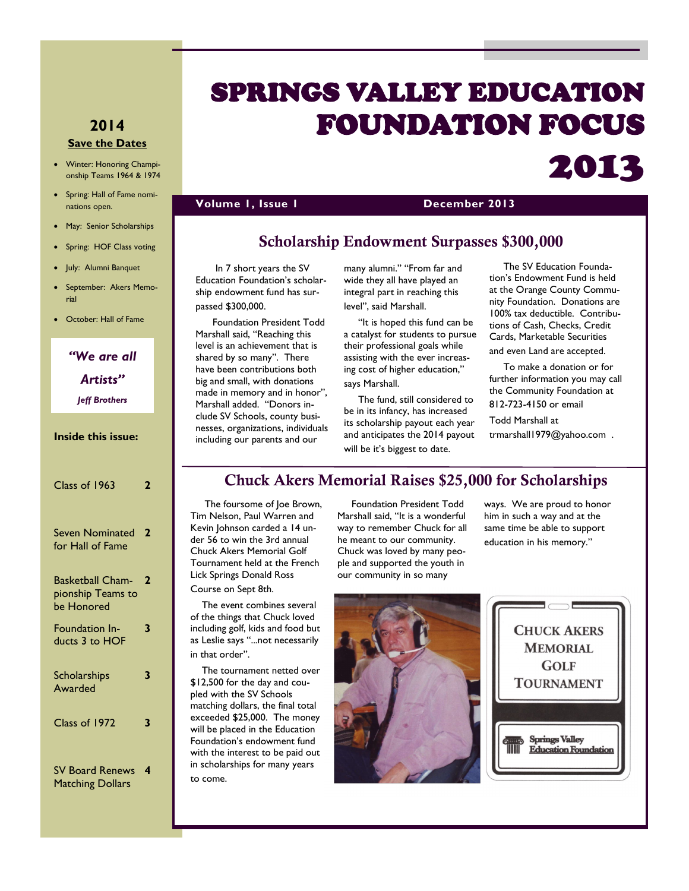# SPRINGS VALLEY EDUCATION FOUNDATION FOCUS 2013

**Volume 1, Issue 1** — **December 2013**

## Scholarship Endowment Surpasses $300,000

In 7 short years the SV Education Foundation's scholarship endowment fund has surpassed $300,000.

Foundation President Todd Marshall said, "Reaching this level is an achievement that is shared by so many". There have been contributions both big and small, with donations made in memory and in honor", Marshall added. "Donors include SV Schools, county businesses, organizations, individuals including our parents and our many alumni." "From far and wide they all have played an integral part in reaching this level", said Marshall.

"It is hoped this fund can be a catalyst for students to pursue their professional goals while assisting with the ever increasing cost of higher education," says Marshall.

The fund, still considered to be in its infancy, has increased its scholarship payout each year and anticipates the 2014 payout will be it's biggest to date.

The SV Education Foundation's Endowment Fund is held at the Orange County Community Foundation. Donations are 100% tax deductible. Contributions of Cash, Checks, Credit Cards, Marketable Securities and even Land are accepted.

To make a donation or for further information you may call the Community Foundation at 812-723-4150 or email Todd Marshall at trmarshall1979@yahoo.com .

## Chuck Akers Memorial Raises $25,000 for Scholarships

The foursome of Joe Brown, Tim Nelson, Paul Warren and Kevin Johnson carded a 14 under 56 to win the 3rd annual Chuck Akers Memorial Golf Tournament held at the French Lick Springs Donald Ross Course on Sept 8th.

The event combines several of the things that Chuck loved including golf, kids and food but as Leslie says "...not necessarily in that order".

The tournament netted over $12,500 for the day and coupled with the SV Schools matching dollars, the final total exceeded $25,000. The money will be placed in the Education Foundation's endowment fund with the interest to be paid out in scholarships for many years to come.

Foundation President Todd Marshall said, "It is a wonderful way to remember Chuck for all he meant to our community. Chuck was loved by many people and supported the youth in our community in so many ways. We are proud to honor him in such a way and at the same time be able to support education in his memory."

CHUCK AKERS MEMORIAL GOLF TOURNAMENT

Springs Valley Education Foundation

---

### 2014 Save the Dates

- Winter: Honoring Championship Teams 1964 & 1974
- Spring: Hall of Fame nominations open.
- May: Senior Scholarships
- Spring: HOF Class voting
- July: Alumni Banquet
- September: Akers Memorial
- October: Hall of Fame

*"We are all Artists"*

*Jeff Brothers*

**Inside this issue:**

| | |
|---|---|
| Class of 1963 | 2 |
| Seven Nominated for Hall of Fame | 2 |
| Basketball Championship Teams to be Honored | 2 |
| Foundation Inducts 3 to HOF | 3 |
| Scholarships Awarded | 3 |
| Class of 1972 | 3 |
| SV Board Renews Matching Dollars | 4 |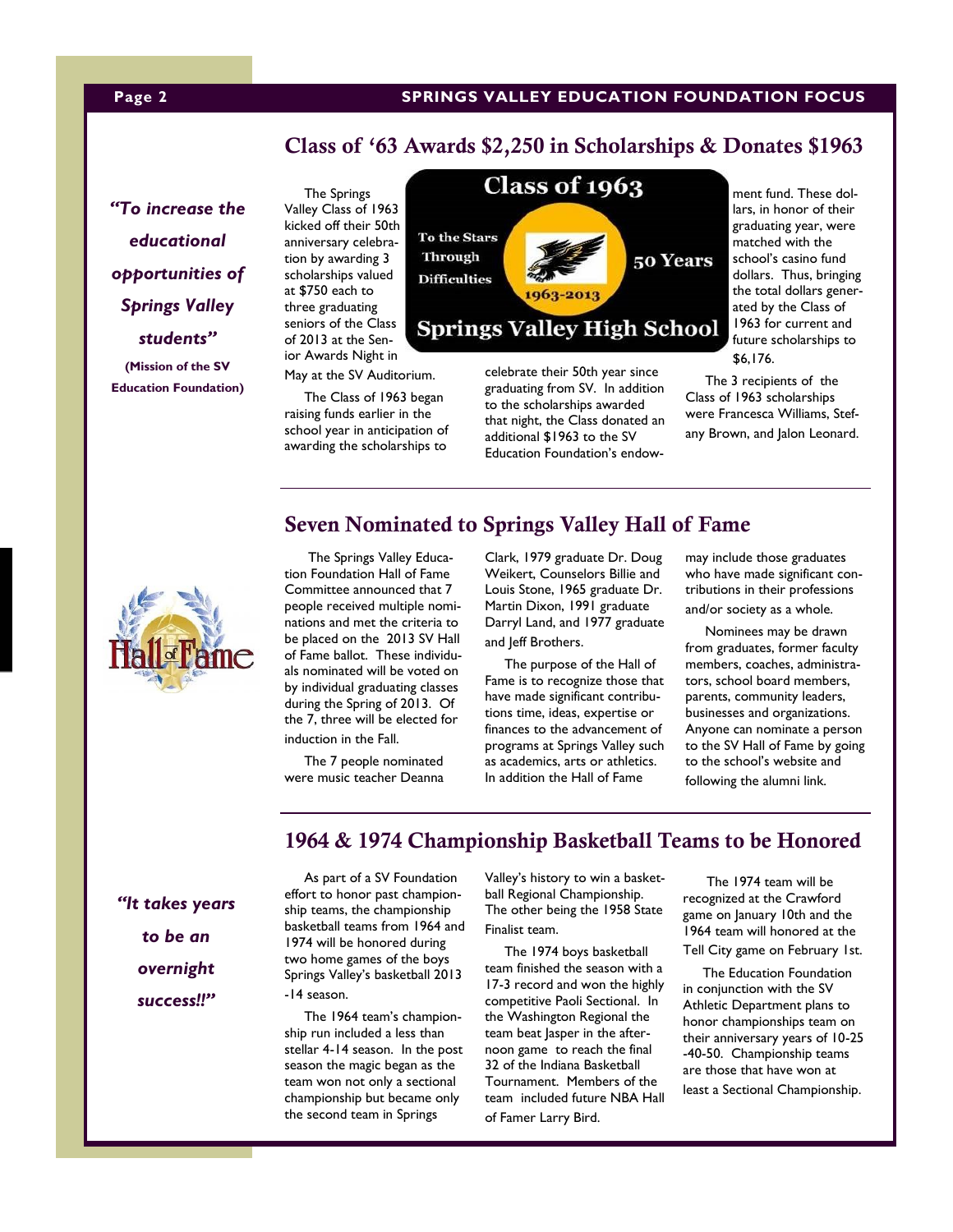## Class of '63 Awards $2,250 in Scholarships & Donates $1963

*"To increase the educational opportunities of Springs Valley students"*

**(Mission of the SV Education Foundation)**

The Springs Valley Class of 1963 kicked off their 50th anniversary celebration by awarding 3 scholarships valued at $750 each to three graduating seniors of the Class of 2013 at the Senior Awards Night in May at the SV Auditorium.

The Class of 1963 began raising funds earlier in the school year in anticipation of awarding the scholarships to celebrate their 50th year since graduating from SV. In addition to the scholarships awarded that night, the Class donated an additional $1963 to the SV Education Foundation's endowment fund. These dollars, in honor of their graduating year, were matched with the school's casino fund dollars. Thus, bringing the total dollars generated by the Class of 1963 for current and future scholarships to $6,176.

The 3 recipients of the Class of 1963 scholarships were Francesca Williams, Stefany Brown, and Jalon Leonard.

## Seven Nominated to Springs Valley Hall of Fame

The Springs Valley Education Foundation Hall of Fame Committee announced that 7 people received multiple nominations and met the criteria to be placed on the 2013 SV Hall of Fame ballot. These individuals will be voted on by individual graduating classes during the Spring of 2013. Of the 7, three will be elected for induction in the Fall.

The 7 people nominated were music teacher Deanna Clark, 1979 graduate Dr. Doug Weikert, Counselors Billie and Louis Stone, 1965 graduate Dr. Martin Dixon, 1991 graduate Darryl Land, and 1977 graduate and Jeff Brothers.

The purpose of the Hall of Fame is to recognize those that have made significant contributions time, ideas, expertise or finances to the advancement of programs at Springs Valley such as academics, arts or athletics. In addition the Hall of Fame may include those graduates who have made significant contributions in their professions and/or society as a whole.

Nominees may be drawn from graduates, former faculty members, coaches, administrators, school board members, parents, community leaders, businesses and organizations. Anyone can nominate a person to the SV Hall of Fame by going to the school's website and following the alumni link.

## 1964 & 1974 Championship Basketball Teams to be Honored

*"It takes years to be an overnight success!!"*

As part of a SV Foundation effort to honor past championship teams, the championship basketball teams from 1964 and 1974 will be honored during two home games of the boys Springs Valley's basketball 2013-14 season.

The 1964 team's championship run included a less than stellar 4-14 season. In the post season the magic began as the team won not only a sectional championship but became only the second team in Springs Valley's history to win a basketball Regional Championship. The other being the 1958 State Finalist team.

The 1974 boys basketball team finished the season with a 17-3 record and won the highly competitive Paoli Sectional. In the Washington Regional the team beat Jasper in the afternoon game to reach the final 32 of the Indiana Basketball Tournament. Members of the team included future NBA Hall of Famer Larry Bird.

The 1974 team will be recognized at the Crawford game on January 10th and the 1964 team will honored at the Tell City game on February 1st.

The Education Foundation in conjunction with the SV Athletic Department plans to honor championships team on their anniversary years of 10-25-40-50. Championship teams are those that have won at least a Sectional Championship.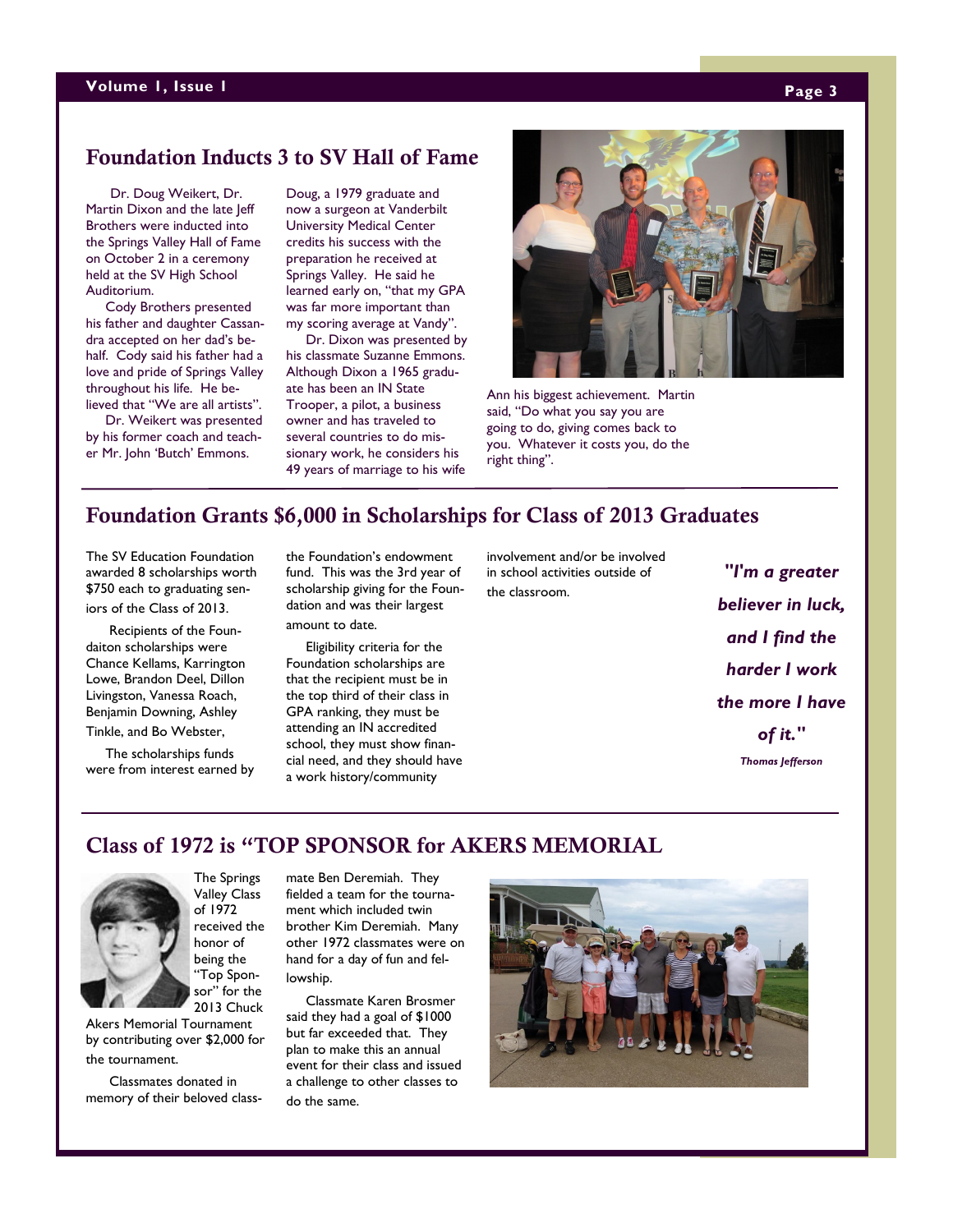## Foundation Inducts 3 to SV Hall of Fame

Dr. Doug Weikert, Dr. Martin Dixon and the late Jeff Brothers were inducted into the Springs Valley Hall of Fame on October 2 in a ceremony held at the SV High School Auditorium.

Cody Brothers presented his father and daughter Cassandra accepted on her dad's behalf. Cody said his father had a love and pride of Springs Valley throughout his life. He believed that "We are all artists".

Dr. Weikert was presented by his former coach and teacher Mr. John 'Butch' Emmons. Doug, a 1979 graduate and now a surgeon at Vanderbilt University Medical Center credits his success with the preparation he received at Springs Valley. He said he learned early on, "that my GPA was far more important than my scoring average at Vandy".

Dr. Dixon was presented by his classmate Suzanne Emmons. Although Dixon a 1965 graduate has been an IN State Trooper, a pilot, a business owner and has traveled to several countries to do missionary work, he considers his 49 years of marriage to his wife Ann his biggest achievement. Martin said, "Do what you say you are going to do, giving comes back to you. Whatever it costs you, do the right thing".

## Foundation Grants $6,000 in Scholarships for Class of 2013 Graduates

The SV Education Foundation awarded 8 scholarships worth $750 each to graduating seniors of the Class of 2013.

Recipients of the Foundaiton scholarships were Chance Kellams, Karrington Lowe, Brandon Deel, Dillon Livingston, Vanessa Roach, Benjamin Downing, Ashley Tinkle, and Bo Webster,

The scholarships funds were from interest earned by the Foundation's endowment fund. This was the 3rd year of scholarship giving for the Foundation and was their largest amount to date.

Eligibility criteria for the Foundation scholarships are that the recipient must be in the top third of their class in GPA ranking, they must be attending an IN accredited school, they must show financial need, and they should have a work history/community involvement and/or be involved in school activities outside of the classroom.

***"I'm a greater believer in luck, and I find the harder I work the more I have of it."***

***Thomas Jefferson***

## Class of 1972 is "TOP SPONSOR for AKERS MEMORIAL

The Springs Valley Class of 1972 received the honor of being the "Top Sponsor" for the 2013 Chuck Akers Memorial Tournament by contributing over $2,000 for the tournament.

Classmates donated in memory of their beloved classmate Ben Deremiah. They fielded a team for the tournament which included twin brother Kim Deremiah. Many other 1972 classmates were on hand for a day of fun and fellowship.

Classmate Karen Brosmer said they had a goal of $1000 but far exceeded that. They plan to make this an annual event for their class and issued a challenge to other classes to do the same.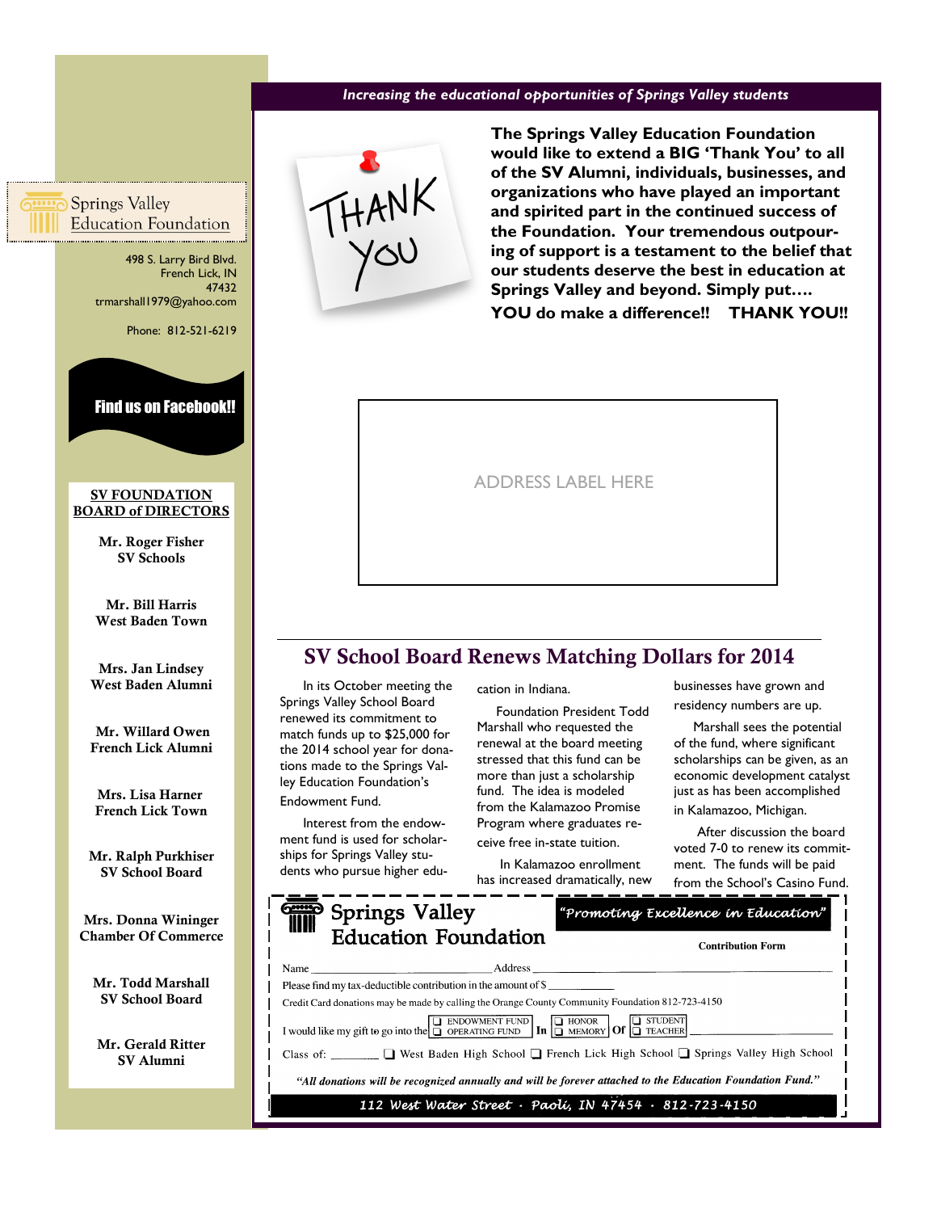Springs Valley Education Foundation

498 S. Larry Bird Blvd.
French Lick, IN
47432
trmarshall1979@yahoo.com

Phone: 812-521-6219

**Find us on Facebook!!**

**SV FOUNDATION BOARD of DIRECTORS**

**Mr. Roger Fisher**
**SV Schools**

**Mr. Bill Harris**
**West Baden Town**

**Mrs. Jan Lindsey**
**West Baden Alumni**

**Mr. Willard Owen**
**French Lick Alumni**

**Mrs. Lisa Harner**
**French Lick Town**

**Mr. Ralph Purkhiser**
**SV School Board**

**Mrs. Donna Wininger**
**Chamber Of Commerce**

**Mr. Todd Marshall**
**SV School Board**

**Mr. Gerald Ritter**
**SV Alumni**

*Increasing the educational opportunities of Springs Valley students*

THANK YOU

**The Springs Valley Education Foundation would like to extend a BIG 'Thank You' to all of the SV Alumni, individuals, businesses, and organizations who have played an important and spirited part in the continued success of the Foundation. Your tremendous outpouring of support is a testament to the belief that our students deserve the best in education at Springs Valley and beyond. Simply put…. YOU do make a difference!! THANK YOU!!**

ADDRESS LABEL HERE

## SV School Board Renews Matching Dollars for 2014

In its October meeting the Springs Valley School Board renewed its commitment to match funds up to $25,000 for the 2014 school year for donations made to the Springs Valley Education Foundation's Endowment Fund.

Interest from the endowment fund is used for scholarships for Springs Valley students who pursue higher education in Indiana.

Foundation President Todd Marshall who requested the renewal at the board meeting stressed that this fund can be more than just a scholarship fund. The idea is modeled from the Kalamazoo Promise Program where graduates receive free in-state tuition.

In Kalamazoo enrollment has increased dramatically, new businesses have grown and residency numbers are up.

Marshall sees the potential of the fund, where significant scholarships can be given, as an economic development catalyst just as has been accomplished in Kalamazoo, Michigan.

After discussion the board voted 7-0 to renew its commitment. The funds will be paid from the School's Casino Fund.

---

**Springs Valley Education Foundation**

*"Promoting Excellence in Education"*

**Contribution Form**

Name ______________________ Address ______________________

Please find my tax-deductible contribution in the amount of $ ___________

Credit Card donations may be made by calling the Orange County Community Foundation 812-723-4150

I would like my gift to go into the ❏ ENDOWMENT FUND ❏ OPERATING FUND In ❏ HONOR ❏ MEMORY Of ❏ STUDENT ❏ TEACHER ______________________

Class of: ________ ❏ West Baden High School ❏ French Lick High School ❏ Springs Valley High School

*"All donations will be recognized annually and will be forever attached to the Education Foundation Fund."*

*112 West Water Street · Paoli, IN 47454 · 812-723-4150*